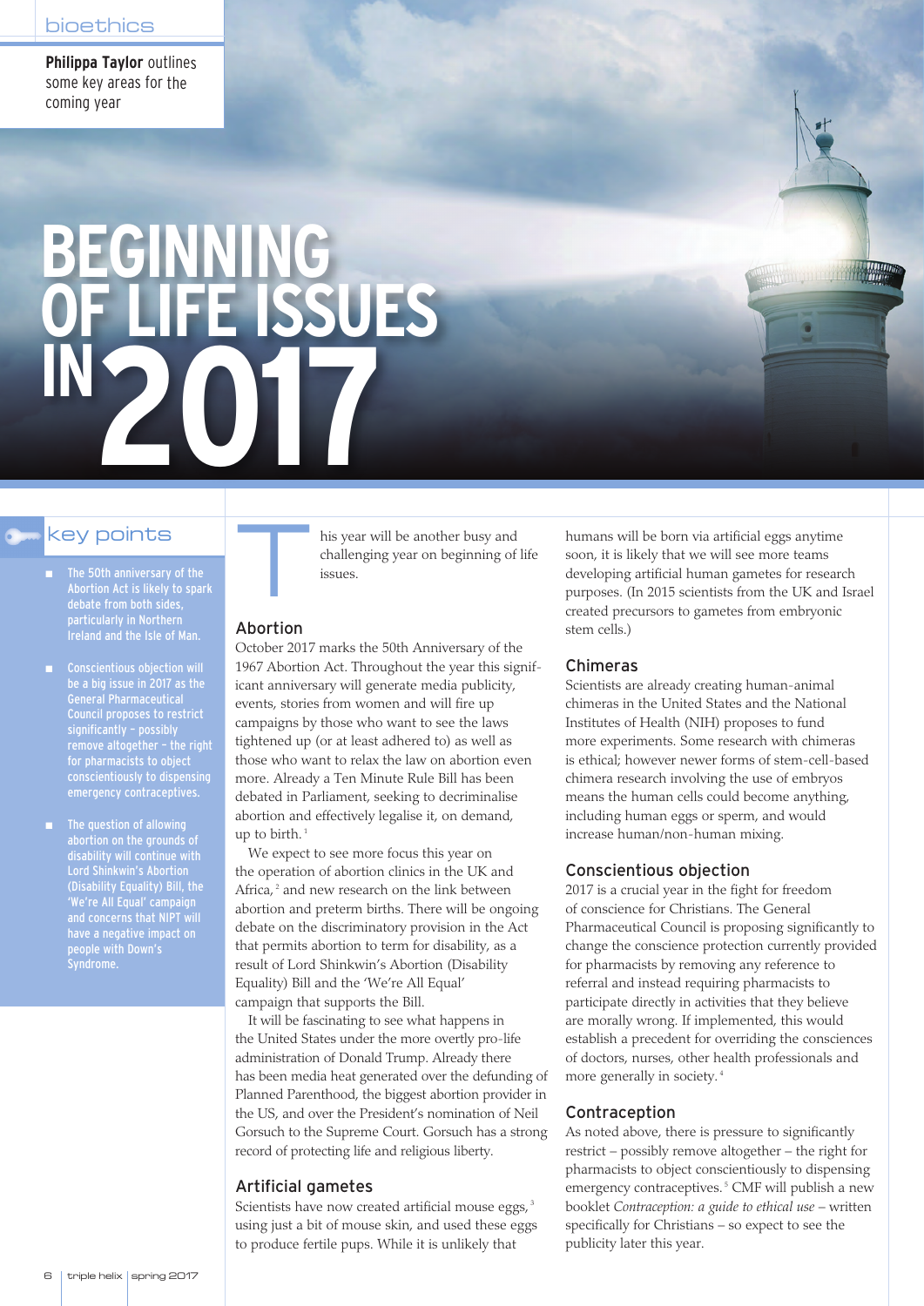bioethics

**Philippa Taylor** outlines some key areas for the coming year

# BEGINNING OF LIFE ISSUES IN 2017

## key points

- The 50th anniversary of the Abortion Act is likely to spark debate from both sides, particularly in Northern Ireland and the Isle of Man.
- Conscientious objection will be a big issue in 2017 as the General Pharmaceutical Council proposes to restrict significantly – possibly remove altogether – the right for pharmacists to object conscientiously to dispensing emergency contraceptives.
- The question of allowing abortion on the grounds of disability will continue with Lord Shinkwin's Abortion (Disability Equality) Bill, the 'We're All Equal' campaign and concerns that NIPT will have a negative impact on people with Down's Syndrome.

This year will be another busy and challenging year on beginning of life issues.

### Abortion

October 2017 marks the 50th Anniversary of the 1967 Abortion Act. Throughout the year this significant anniversary will generate media publicity, events, stories from women and will fire up campaigns by those who want to see the laws tightened up (or at least adhered to) as well as those who want to relax the law on abortion even more. Already a Ten Minute Rule Bill has been debated in Parliament, seeking to decriminalise abortion and effectively legalise it, on demand, up to birth.[1]

We expect to see more focus this year on the operation of abortion clinics in the UK and Africa,[2] and new research on the link between abortion and preterm births. There will be ongoing debate on the discriminatory provision in the Act that permits abortion to term for disability, as a result of Lord Shinkwin's Abortion (Disability Equality) Bill and the 'We're All Equal' campaign that supports the Bill.

It will be fascinating to see what happens in the United States under the more overtly pro-life administration of Donald Trump. Already there has been media heat generated over the defunding of Planned Parenthood, the biggest abortion provider in the US, and over the President's nomination of Neil Gorsuch to the Supreme Court. Gorsuch has a strong record of protecting life and religious liberty.

### Artificial gametes

Scientists have now created artificial mouse eggs,[3] using just a bit of mouse skin, and used these eggs to produce fertile pups. While it is unlikely that humans will be born via artificial eggs anytime soon, it is likely that we will see more teams developing artificial human gametes for research purposes. (In 2015 scientists from the UK and Israel created precursors to gametes from embryonic stem cells.)

### Chimeras

Scientists are already creating human-animal chimeras in the United States and the National Institutes of Health (NIH) proposes to fund more experiments. Some research with chimeras is ethical; however newer forms of stem-cell-based chimera research involving the use of embryos means the human cells could become anything, including human eggs or sperm, and would increase human/non-human mixing.

### Conscientious objection

2017 is a crucial year in the fight for freedom of conscience for Christians. The General Pharmaceutical Council is proposing significantly to change the conscience protection currently provided for pharmacists by removing any reference to referral and instead requiring pharmacists to participate directly in activities that they believe are morally wrong. If implemented, this would establish a precedent for overriding the consciences of doctors, nurses, other health professionals and more generally in society.[4]

### Contraception

As noted above, there is pressure to significantly restrict – possibly remove altogether – the right for pharmacists to object conscientiously to dispensing emergency contraceptives.[5] CMF will publish a new booklet *Contraception: a guide to ethical use* – written specifically for Christians – so expect to see the publicity later this year.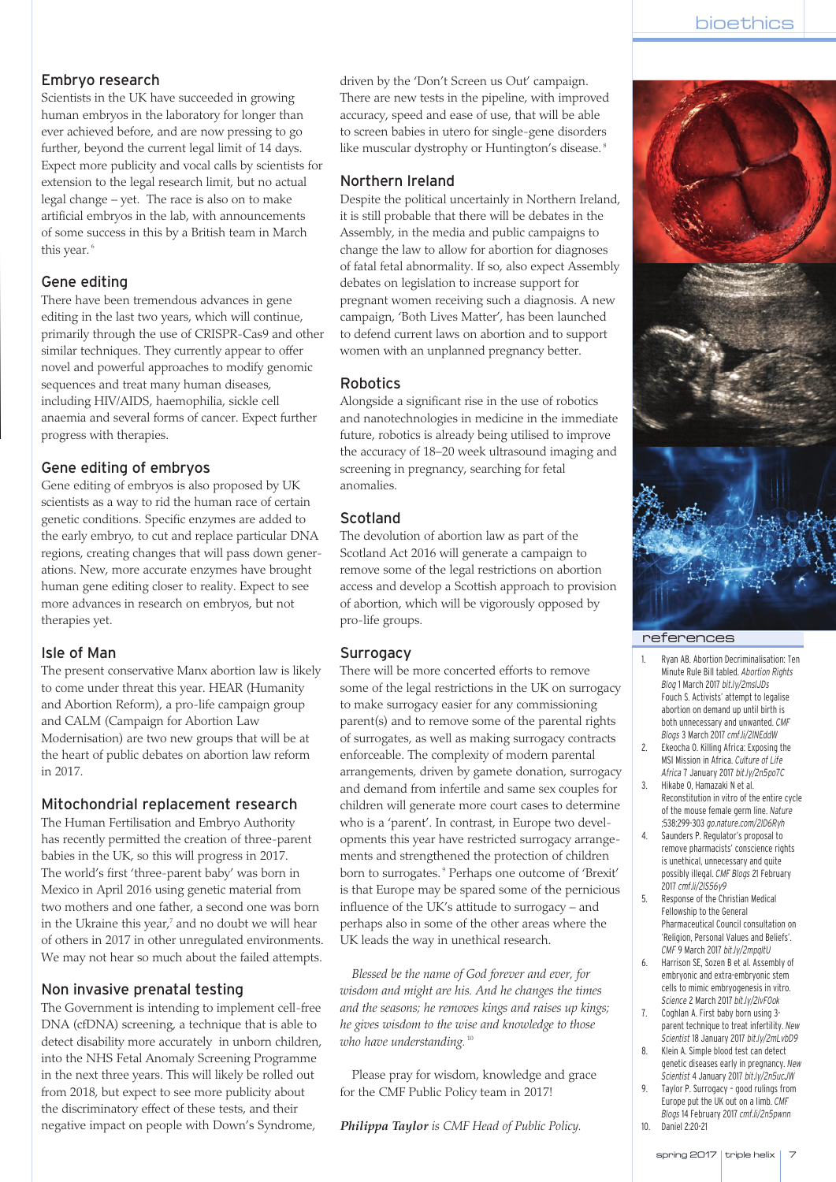### Embryo research

Scientists in the UK have succeeded in growing human embryos in the laboratory for longer than ever achieved before, and are now pressing to go further, beyond the current legal limit of 14 days. Expect more publicity and vocal calls by scientists for extension to the legal research limit, but no actual legal change – yet. The race is also on to make artificial embryos in the lab, with announcements of some success in this by a British team in March this year.[6]

### Gene editing

There have been tremendous advances in gene editing in the last two years, which will continue, primarily through the use of CRISPR-Cas9 and other similar techniques. They currently appear to offer novel and powerful approaches to modify genomic sequences and treat many human diseases, including HIV/AIDS, haemophilia, sickle cell anaemia and several forms of cancer. Expect further progress with therapies.

### Gene editing of embryos

Gene editing of embryos is also proposed by UK scientists as a way to rid the human race of certain genetic conditions. Specific enzymes are added to the early embryo, to cut and replace particular DNA regions, creating changes that will pass down generations. New, more accurate enzymes have brought human gene editing closer to reality. Expect to see more advances in research on embryos, but not therapies yet.

### Isle of Man

The present conservative Manx abortion law is likely to come under threat this year. HEAR (Humanity and Abortion Reform), a pro-life campaign group and CALM (Campaign for Abortion Law Modernisation) are two new groups that will be at the heart of public debates on abortion law reform in 2017.

### Mitochondrial replacement research

The Human Fertilisation and Embryo Authority has recently permitted the creation of three-parent babies in the UK, so this will progress in 2017. The world's first 'three-parent baby' was born in Mexico in April 2016 using genetic material from two mothers and one father, a second one was born in the Ukraine this year,[7] and no doubt we will hear of others in 2017 in other unregulated environments. We may not hear so much about the failed attempts.

### Non invasive prenatal testing

The Government is intending to implement cell-free DNA (cfDNA) screening, a technique that is able to detect disability more accurately in unborn children, into the NHS Fetal Anomaly Screening Programme in the next three years. This will likely be rolled out from 2018, but expect to see more publicity about the discriminatory effect of these tests, and their negative impact on people with Down's Syndrome, driven by the 'Don't Screen us Out' campaign. There are new tests in the pipeline, with improved accuracy, speed and ease of use, that will be able to screen babies in utero for single-gene disorders like muscular dystrophy or Huntington's disease.[8]

### Northern Ireland

Despite the political uncertainly in Northern Ireland, it is still probable that there will be debates in the Assembly, in the media and public campaigns to change the law to allow for abortion for diagnoses of fatal fetal abnormality. If so, also expect Assembly debates on legislation to increase support for pregnant women receiving such a diagnosis. A new campaign, 'Both Lives Matter', has been launched to defend current laws on abortion and to support women with an unplanned pregnancy better.

### Robotics

Alongside a significant rise in the use of robotics and nanotechnologies in medicine in the immediate future, robotics is already being utilised to improve the accuracy of 18–20 week ultrasound imaging and screening in pregnancy, searching for fetal anomalies.

### Scotland

The devolution of abortion law as part of the Scotland Act 2016 will generate a campaign to remove some of the legal restrictions on abortion access and develop a Scottish approach to provision of abortion, which will be vigorously opposed by pro-life groups.

### Surrogacy

There will be more concerted efforts to remove some of the legal restrictions in the UK on surrogacy to make surrogacy easier for any commissioning parent(s) and to remove some of the parental rights of surrogates, as well as making surrogacy contracts enforceable. The complexity of modern parental arrangements, driven by gamete donation, surrogacy and demand from infertile and same sex couples for children will generate more court cases to determine who is a 'parent'. In contrast, in Europe two developments this year have restricted surrogacy arrangements and strengthened the protection of children born to surrogates.[9] Perhaps one outcome of 'Brexit' is that Europe may be spared some of the pernicious influence of the UK's attitude to surrogacy – and perhaps also in some of the other areas where the UK leads the way in unethical research.

*Blessed be the name of God forever and ever, for wisdom and might are his. And he changes the times and the seasons; he removes kings and raises up kings; he gives wisdom to the wise and knowledge to those who have understanding.*[10]

Please pray for wisdom, knowledge and grace for the CMF Public Policy team in 2017!

***Philippa Taylor*** *is CMF Head of Public Policy.*

## references

1. Ryan AB. Abortion Decriminalisation: Ten Minute Rule Bill tabled. *Abortion Rights Blog* 1 March 2017 *bit.ly/2msIJDs*
   Fouch S. Activists' attempt to legalise abortion on demand up until birth is both unnecessary and unwanted. *CMF Blogs* 3 March 2017 *cmf.li/2lNEddW*
2. Ekeocha O. Killing Africa: Exposing the MSI Mission in Africa. *Culture of Life Africa* 7 January 2017 *bit.ly/2n5po7C*
3. Hikabe O, Hamazaki N et al. Reconstitution in vitro of the entire cycle of the mouse female germ line. *Nature* ;538:299-303 *go.nature.com/2lD6Ryh*
4. Saunders P. Regulator's proposal to remove pharmacists' conscience rights is unethical, unnecessary and quite possibly illegal. *CMF Blogs* 21 February 2017 *cmf.li/2lS56y9*
5. Response of the Christian Medical Fellowship to the General Pharmaceutical Council consultation on 'Religion, Personal Values and Beliefs'. *CMF* 9 March 2017 *bit.ly/2mpqltU*
6. Harrison SE, Sozen B et al. Assembly of embryonic and extra-embryonic stem cells to mimic embryogenesis in vitro. *Science* 2 March 2017 *bit.ly/2lvFOok*
7. Coghlan A. First baby born using 3-parent technique to treat infertility. *New Scientist* 18 January 2017 *bit.ly/2mLvbD9*
8. Klein A. Simple blood test can detect genetic diseases early in pregnancy. *New Scientist* 4 January 2017 *bit.ly/2n5ucJW*
9. Taylor P. Surrogacy - good rulings from Europe put the UK out on a limb. *CMF Blogs* 14 February 2017 *cmf.li/2n5pwnn*
10. Daniel 2:20-21